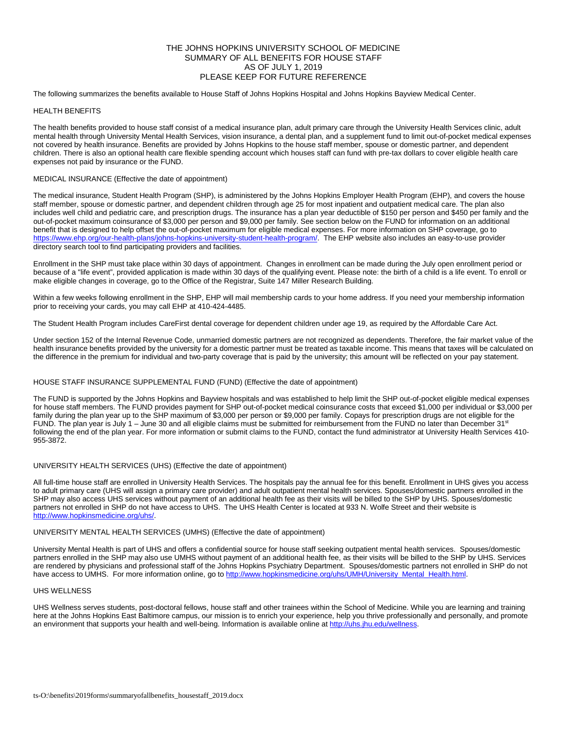# THE JOHNS HOPKINS UNIVERSITY SCHOOL OF MEDICINE
## SUMMARY OF ALL BENEFITS FOR HOUSE STAFF
## AS OF JULY 1, 2019
## PLEASE KEEP FOR FUTURE REFERENCE

The following summarizes the benefits available to House Staff of Johns Hopkins Hospital and Johns Hopkins Bayview Medical Center.

### HEALTH BENEFITS

The health benefits provided to house staff consist of a medical insurance plan, adult primary care through the University Health Services clinic, adult mental health through University Mental Health Services, vision insurance, a dental plan, and a supplement fund to limit out-of-pocket medical expenses not covered by health insurance. Benefits are provided by Johns Hopkins to the house staff member, spouse or domestic partner, and dependent children. There is also an optional health care flexible spending account which houses staff can fund with pre-tax dollars to cover eligible health care expenses not paid by insurance or the FUND.

### MEDICAL INSURANCE (Effective the date of appointment)

The medical insurance, Student Health Program (SHP), is administered by the Johns Hopkins Employer Health Program (EHP), and covers the house staff member, spouse or domestic partner, and dependent children through age 25 for most inpatient and outpatient medical care. The plan also includes well child and pediatric care, and prescription drugs. The insurance has a plan year deductible of $150 per person and $450 per family and the out-of-pocket maximum coinsurance of $3,000 per person and $9,000 per family. See section below on the FUND for information on an additional benefit that is designed to help offset the out-of-pocket maximum for eligible medical expenses. For more information on SHP coverage, go to https://www.ehp.org/our-health-plans/johns-hopkins-university-student-health-program/. The EHP website also includes an easy-to-use provider directory search tool to find participating providers and facilities.

Enrollment in the SHP must take place within 30 days of appointment. Changes in enrollment can be made during the July open enrollment period or because of a "life event", provided application is made within 30 days of the qualifying event. Please note: the birth of a child is a life event. To enroll or make eligible changes in coverage, go to the Office of the Registrar, Suite 147 Miller Research Building.

Within a few weeks following enrollment in the SHP, EHP will mail membership cards to your home address. If you need your membership information prior to receiving your cards, you may call EHP at 410-424-4485.

The Student Health Program includes CareFirst dental coverage for dependent children under age 19, as required by the Affordable Care Act.

Under section 152 of the Internal Revenue Code, unmarried domestic partners are not recognized as dependents. Therefore, the fair market value of the health insurance benefits provided by the university for a domestic partner must be treated as taxable income. This means that taxes will be calculated on the difference in the premium for individual and two-party coverage that is paid by the university; this amount will be reflected on your pay statement.

### HOUSE STAFF INSURANCE SUPPLEMENTAL FUND (FUND) (Effective the date of appointment)

The FUND is supported by the Johns Hopkins and Bayview hospitals and was established to help limit the SHP out-of-pocket eligible medical expenses for house staff members. The FUND provides payment for SHP out-of-pocket medical coinsurance costs that exceed $1,000 per individual or $3,000 per family during the plan year up to the SHP maximum of $3,000 per person or $9,000 per family. Copays for prescription drugs are not eligible for the FUND. The plan year is July 1 – June 30 and all eligible claims must be submitted for reimbursement from the FUND no later than December 31st following the end of the plan year. For more information or submit claims to the FUND, contact the fund administrator at University Health Services 410-955-3872.

### UNIVERSITY HEALTH SERVICES (UHS) (Effective the date of appointment)

All full-time house staff are enrolled in University Health Services. The hospitals pay the annual fee for this benefit. Enrollment in UHS gives you access to adult primary care (UHS will assign a primary care provider) and adult outpatient mental health services. Spouses/domestic partners enrolled in the SHP may also access UHS services without payment of an additional health fee as their visits will be billed to the SHP by UHS. Spouses/domestic partners not enrolled in SHP do not have access to UHS. The UHS Health Center is located at 933 N. Wolfe Street and their website is http://www.hopkinsmedicine.org/uhs/.

### UNIVERSITY MENTAL HEALTH SERVICES (UMHS) (Effective the date of appointment)

University Mental Health is part of UHS and offers a confidential source for house staff seeking outpatient mental health services. Spouses/domestic partners enrolled in the SHP may also use UMHS without payment of an additional health fee, as their visits will be billed to the SHP by UHS. Services are rendered by physicians and professional staff of the Johns Hopkins Psychiatry Department. Spouses/domestic partners not enrolled in SHP do not have access to UMHS. For more information online, go to http://www.hopkinsmedicine.org/uhs/UMH/University_Mental_Health.html.

### UHS WELLNESS

UHS Wellness serves students, post-doctoral fellows, house staff and other trainees within the School of Medicine. While you are learning and training here at the Johns Hopkins East Baltimore campus, our mission is to enrich your experience, help you thrive professionally and personally, and promote an environment that supports your health and well-being. Information is available online at http://uhs.jhu.edu/wellness.

ts-O:\benefits\2019forms\summaryofallbenefits_housestaff_2019.docx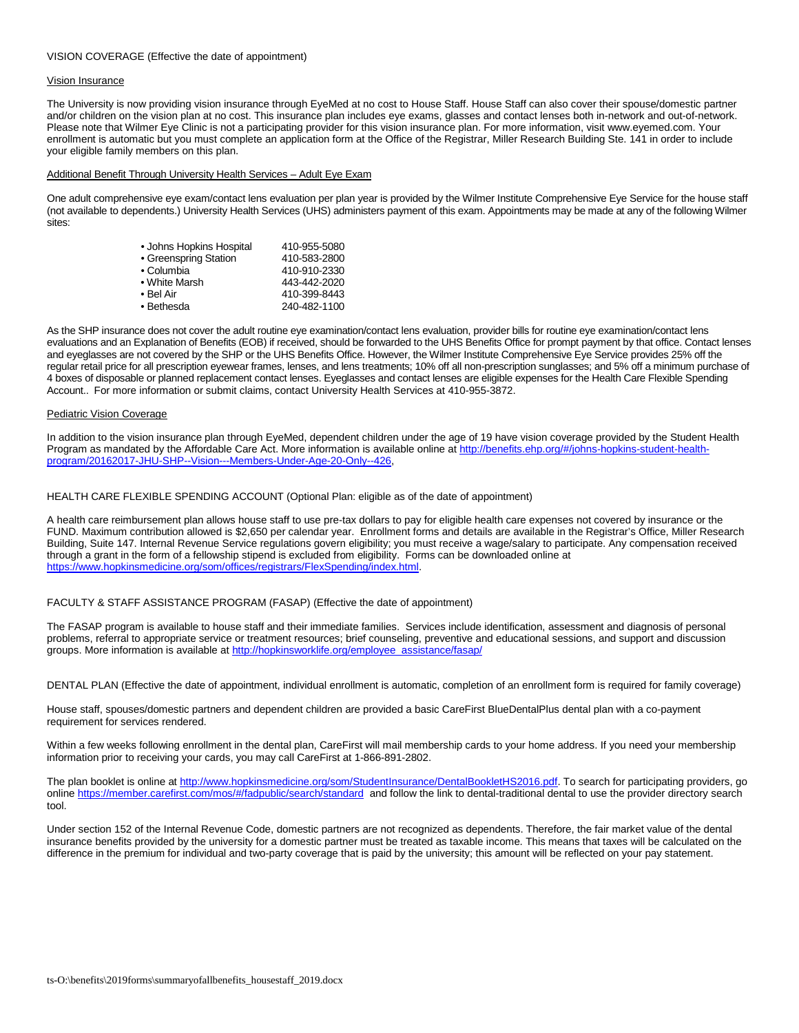## VISION COVERAGE (Effective the date of appointment)

### Vision Insurance

The University is now providing vision insurance through EyeMed at no cost to House Staff. House Staff can also cover their spouse/domestic partner and/or children on the vision plan at no cost. This insurance plan includes eye exams, glasses and contact lenses both in-network and out-of-network. Please note that Wilmer Eye Clinic is not a participating provider for this vision insurance plan. For more information, visit www.eyemed.com. Your enrollment is automatic but you must complete an application form at the Office of the Registrar, Miller Research Building Ste. 141 in order to include your eligible family members on this plan.

### Additional Benefit Through University Health Services – Adult Eye Exam

One adult comprehensive eye exam/contact lens evaluation per plan year is provided by the Wilmer Institute Comprehensive Eye Service for the house staff (not available to dependents.) University Health Services (UHS) administers payment of this exam. Appointments may be made at any of the following Wilmer sites:

| | |
|---|---|
| • Johns Hopkins Hospital | 410-955-5080 |
| • Greenspring Station | 410-583-2800 |
| • Columbia | 410-910-2330 |
| • White Marsh | 443-442-2020 |
| • Bel Air | 410-399-8443 |
| • Bethesda | 240-482-1100 |

As the SHP insurance does not cover the adult routine eye examination/contact lens evaluation, provider bills for routine eye examination/contact lens evaluations and an Explanation of Benefits (EOB) if received, should be forwarded to the UHS Benefits Office for prompt payment by that office. Contact lenses and eyeglasses are not covered by the SHP or the UHS Benefits Office. However, the Wilmer Institute Comprehensive Eye Service provides 25% off the regular retail price for all prescription eyewear frames, lenses, and lens treatments; 10% off all non-prescription sunglasses; and 5% off a minimum purchase of 4 boxes of disposable or planned replacement contact lenses. Eyeglasses and contact lenses are eligible expenses for the Health Care Flexible Spending Account.. For more information or submit claims, contact University Health Services at 410-955-3872.

### Pediatric Vision Coverage

In addition to the vision insurance plan through EyeMed, dependent children under the age of 19 have vision coverage provided by the Student Health Program as mandated by the Affordable Care Act. More information is available online at [http://benefits.ehp.org/#/johns-hopkins-student-health-program/20162017-JHU-SHP--Vision---Members-Under-Age-20-Only--426](http://benefits.ehp.org/#/johns-hopkins-student-health-program/20162017-JHU-SHP--Vision---Members-Under-Age-20-Only--426),

## HEALTH CARE FLEXIBLE SPENDING ACCOUNT (Optional Plan: eligible as of the date of appointment)

A health care reimbursement plan allows house staff to use pre-tax dollars to pay for eligible health care expenses not covered by insurance or the FUND. Maximum contribution allowed is $2,650 per calendar year. Enrollment forms and details are available in the Registrar's Office, Miller Research Building, Suite 147. Internal Revenue Service regulations govern eligibility; you must receive a wage/salary to participate. Any compensation received through a grant in the form of a fellowship stipend is excluded from eligibility. Forms can be downloaded online at [https://www.hopkinsmedicine.org/som/offices/registrars/FlexSpending/index.html](https://www.hopkinsmedicine.org/som/offices/registrars/FlexSpending/index.html).

## FACULTY & STAFF ASSISTANCE PROGRAM (FASAP) (Effective the date of appointment)

The FASAP program is available to house staff and their immediate families. Services include identification, assessment and diagnosis of personal problems, referral to appropriate service or treatment resources; brief counseling, preventive and educational sessions, and support and discussion groups. More information is available at [http://hopkinsworklife.org/employee_assistance/fasap/](http://hopkinsworklife.org/employee_assistance/fasap/)

## DENTAL PLAN (Effective the date of appointment, individual enrollment is automatic, completion of an enrollment form is required for family coverage)

House staff, spouses/domestic partners and dependent children are provided a basic CareFirst BlueDentalPlus dental plan with a co-payment requirement for services rendered.

Within a few weeks following enrollment in the dental plan, CareFirst will mail membership cards to your home address. If you need your membership information prior to receiving your cards, you may call CareFirst at 1-866-891-2802.

The plan booklet is online at [http://www.hopkinsmedicine.org/som/StudentInsurance/DentalBookletHS2016.pdf](http://www.hopkinsmedicine.org/som/StudentInsurance/DentalBookletHS2016.pdf). To search for participating providers, go online [https://member.carefirst.com/mos/#/fadpublic/search/standard](https://member.carefirst.com/mos/#/fadpublic/search/standard) and follow the link to dental-traditional dental to use the provider directory search tool.

Under section 152 of the Internal Revenue Code, domestic partners are not recognized as dependents. Therefore, the fair market value of the dental insurance benefits provided by the university for a domestic partner must be treated as taxable income. This means that taxes will be calculated on the difference in the premium for individual and two-party coverage that is paid by the university; this amount will be reflected on your pay statement.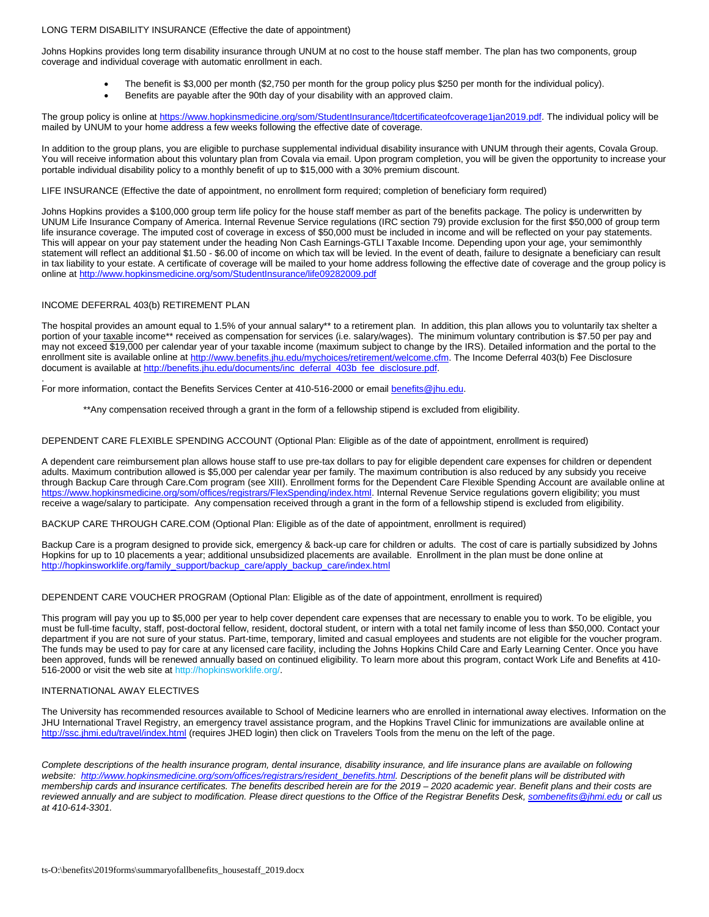## LONG TERM DISABILITY INSURANCE (Effective the date of appointment)

Johns Hopkins provides long term disability insurance through UNUM at no cost to the house staff member. The plan has two components, group coverage and individual coverage with automatic enrollment in each.

- The benefit is $3,000 per month ($2,750 per month for the group policy plus $250 per month for the individual policy).
- Benefits are payable after the 90th day of your disability with an approved claim.

The group policy is online at https://www.hopkinsmedicine.org/som/StudentInsurance/ltdcertificateofcoverage1jan2019.pdf. The individual policy will be mailed by UNUM to your home address a few weeks following the effective date of coverage.

In addition to the group plans, you are eligible to purchase supplemental individual disability insurance with UNUM through their agents, Covala Group. You will receive information about this voluntary plan from Covala via email. Upon program completion, you will be given the opportunity to increase your portable individual disability policy to a monthly benefit of up to $15,000 with a 30% premium discount.

## LIFE INSURANCE (Effective the date of appointment, no enrollment form required; completion of beneficiary form required)

Johns Hopkins provides a $100,000 group term life policy for the house staff member as part of the benefits package. The policy is underwritten by UNUM Life Insurance Company of America. Internal Revenue Service regulations (IRC section 79) provide exclusion for the first $50,000 of group term life insurance coverage. The imputed cost of coverage in excess of $50,000 must be included in income and will be reflected on your pay statements. This will appear on your pay statement under the heading Non Cash Earnings-GTLI Taxable Income. Depending upon your age, your semimonthly statement will reflect an additional $1.50 - $6.00 of income on which tax will be levied. In the event of death, failure to designate a beneficiary can result in tax liability to your estate. A certificate of coverage will be mailed to your home address following the effective date of coverage and the group policy is online at http://www.hopkinsmedicine.org/som/StudentInsurance/life09282009.pdf

## INCOME DEFERRAL 403(b) RETIREMENT PLAN

The hospital provides an amount equal to 1.5% of your annual salary** to a retirement plan. In addition, this plan allows you to voluntarily tax shelter a portion of your taxable income** received as compensation for services (i.e. salary/wages). The minimum voluntary contribution is $7.50 per pay and may not exceed $19,000 per calendar year of your taxable income (maximum subject to change by the IRS). Detailed information and the portal to the enrollment site is available online at http://www.benefits.jhu.edu/mychoices/retirement/welcome.cfm. The Income Deferral 403(b) Fee Disclosure document is available at http://benefits.jhu.edu/documents/inc_deferral_403b_fee_disclosure.pdf.

For more information, contact the Benefits Services Center at 410-516-2000 or email benefits@jhu.edu.

**Any compensation received through a grant in the form of a fellowship stipend is excluded from eligibility.

## DEPENDENT CARE FLEXIBLE SPENDING ACCOUNT (Optional Plan: Eligible as of the date of appointment, enrollment is required)

A dependent care reimbursement plan allows house staff to use pre-tax dollars to pay for eligible dependent care expenses for children or dependent adults. Maximum contribution allowed is $5,000 per calendar year per family. The maximum contribution is also reduced by any subsidy you receive through Backup Care through Care.Com program (see XIII). Enrollment forms for the Dependent Care Flexible Spending Account are available online at https://www.hopkinsmedicine.org/som/offices/registrars/FlexSpending/index.html. Internal Revenue Service regulations govern eligibility; you must receive a wage/salary to participate. Any compensation received through a grant in the form of a fellowship stipend is excluded from eligibility.

## BACKUP CARE THROUGH CARE.COM (Optional Plan: Eligible as of the date of appointment, enrollment is required)

Backup Care is a program designed to provide sick, emergency & back-up care for children or adults. The cost of care is partially subsidized by Johns Hopkins for up to 10 placements a year; additional unsubsidized placements are available. Enrollment in the plan must be done online at http://hopkinsworklife.org/family_support/backup_care/apply_backup_care/index.html

## DEPENDENT CARE VOUCHER PROGRAM (Optional Plan: Eligible as of the date of appointment, enrollment is required)

This program will pay you up to $5,000 per year to help cover dependent care expenses that are necessary to enable you to work. To be eligible, you must be full-time faculty, staff, post-doctoral fellow, resident, doctoral student, or intern with a total net family income of less than $50,000. Contact your department if you are not sure of your status. Part-time, temporary, limited and casual employees and students are not eligible for the voucher program. The funds may be used to pay for care at any licensed care facility, including the Johns Hopkins Child Care and Early Learning Center. Once you have been approved, funds will be renewed annually based on continued eligibility. To learn more about this program, contact Work Life and Benefits at 410-516-2000 or visit the web site at http://hopkinsworklife.org/.

## INTERNATIONAL AWAY ELECTIVES

The University has recommended resources available to School of Medicine learners who are enrolled in international away electives. Information on the JHU International Travel Registry, an emergency travel assistance program, and the Hopkins Travel Clinic for immunizations are available online at http://ssc.jhmi.edu/travel/index.html (requires JHED login) then click on Travelers Tools from the menu on the left of the page.

*Complete descriptions of the health insurance program, dental insurance, disability insurance, and life insurance plans are available on following website: http://www.hopkinsmedicine.org/som/offices/registrars/resident_benefits.html. Descriptions of the benefit plans will be distributed with membership cards and insurance certificates. The benefits described herein are for the 2019 – 2020 academic year. Benefit plans and their costs are reviewed annually and are subject to modification. Please direct questions to the Office of the Registrar Benefits Desk, sombenefits@jhmi.edu or call us at 410-614-3301.*

ts-O:\benefits\2019forms\summaryofallbenefits_housestaff_2019.docx